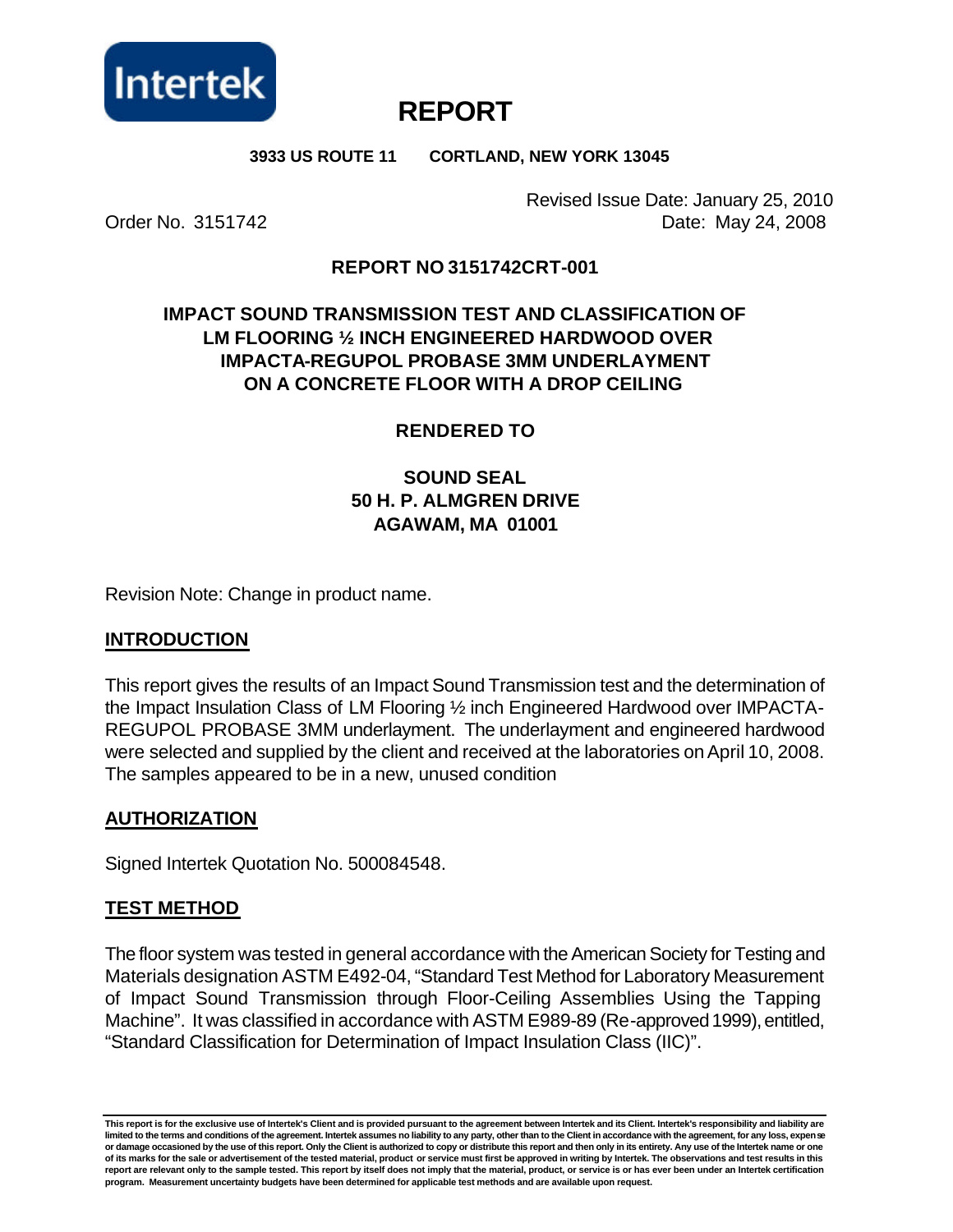Intertek

# REPORT

**3933 US ROUTE 11 CORTLAND, NEW YORK 13045**

Revised Issue Date: January 25, 2010

Order No. 3151742 Date: May 24, 2008

**REPORT NO 3151742CRT-001**

## IMPACT SOUND TRANSMISSION TEST AND CLASSIFICATION OF LM FLOORING ½ INCH ENGINEERED HARDWOOD OVER IMPACTA-REGUPOL PROBASE 3MM UNDERLAYMENT ON A CONCRETE FLOOR WITH A DROP CEILING

**RENDERED TO**

**SOUND SEAL**
**50 H. P. ALMGREN DRIVE**
**AGAWAM, MA 01001**

Revision Note: Change in product name.

## INTRODUCTION

This report gives the results of an Impact Sound Transmission test and the determination of the Impact Insulation Class of LM Flooring ½ inch Engineered Hardwood over IMPACTA-REGUPOL PROBASE 3MM underlayment. The underlayment and engineered hardwood were selected and supplied by the client and received at the laboratories on April 10, 2008. The samples appeared to be in a new, unused condition

## AUTHORIZATION

Signed Intertek Quotation No. 500084548.

## TEST METHOD

The floor system was tested in general accordance with the American Society for Testing and Materials designation ASTM E492-04, "Standard Test Method for Laboratory Measurement of Impact Sound Transmission through Floor-Ceiling Assemblies Using the Tapping Machine". It was classified in accordance with ASTM E989-89 (Re-approved 1999), entitled, "Standard Classification for Determination of Impact Insulation Class (IIC)".

**This report is for the exclusive use of Intertek's Client and is provided pursuant to the agreement between Intertek and its Client. Intertek's responsibility and liability are limited to the terms and conditions of the agreement. Intertek assumes no liability to any party, other than to the Client in accordance with the agreement, for any loss, expense or damage occasioned by the use of this report. Only the Client is authorized to copy or distribute this report and then only in its entirety. Any use of the Intertek name or one of its marks for the sale or advertisement of the tested material, product or service must first be approved in writing by Intertek. The observations and test results in this report are relevant only to the sample tested. This report by itself does not imply that the material, product, or service is or has ever been under an Intertek certification program. Measurement uncertainty budgets have been determined for applicable test methods and are available upon request.**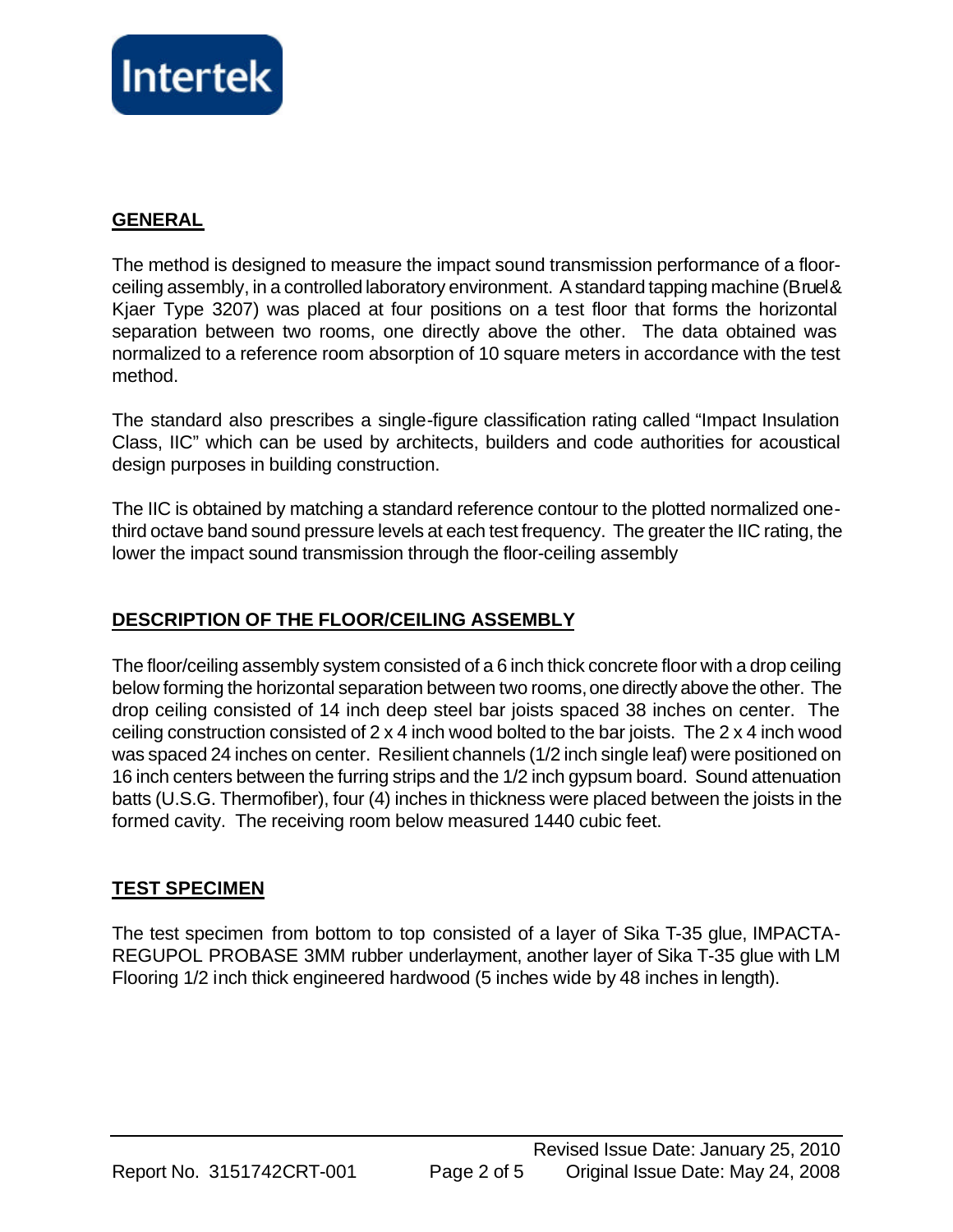## GENERAL

The method is designed to measure the impact sound transmission performance of a floor-ceiling assembly, in a controlled laboratory environment. A standard tapping machine (Bruel & Kjaer Type 3207) was placed at four positions on a test floor that forms the horizontal separation between two rooms, one directly above the other. The data obtained was normalized to a reference room absorption of 10 square meters in accordance with the test method.

The standard also prescribes a single-figure classification rating called "Impact Insulation Class, IIC" which can be used by architects, builders and code authorities for acoustical design purposes in building construction.

The IIC is obtained by matching a standard reference contour to the plotted normalized one-third octave band sound pressure levels at each test frequency. The greater the IIC rating, the lower the impact sound transmission through the floor-ceiling assembly

## DESCRIPTION OF THE FLOOR/CEILING ASSEMBLY

The floor/ceiling assembly system consisted of a 6 inch thick concrete floor with a drop ceiling below forming the horizontal separation between two rooms, one directly above the other. The drop ceiling consisted of 14 inch deep steel bar joists spaced 38 inches on center. The ceiling construction consisted of 2 x 4 inch wood bolted to the bar joists. The 2 x 4 inch wood was spaced 24 inches on center. Resilient channels (1/2 inch single leaf) were positioned on 16 inch centers between the furring strips and the 1/2 inch gypsum board. Sound attenuation batts (U.S.G. Thermofiber), four (4) inches in thickness were placed between the joists in the formed cavity. The receiving room below measured 1440 cubic feet.

## TEST SPECIMEN

The test specimen from bottom to top consisted of a layer of Sika T-35 glue, IMPACTA-REGUPOL PROBASE 3MM rubber underlayment, another layer of Sika T-35 glue with LM Flooring 1/2 inch thick engineered hardwood (5 inches wide by 48 inches in length).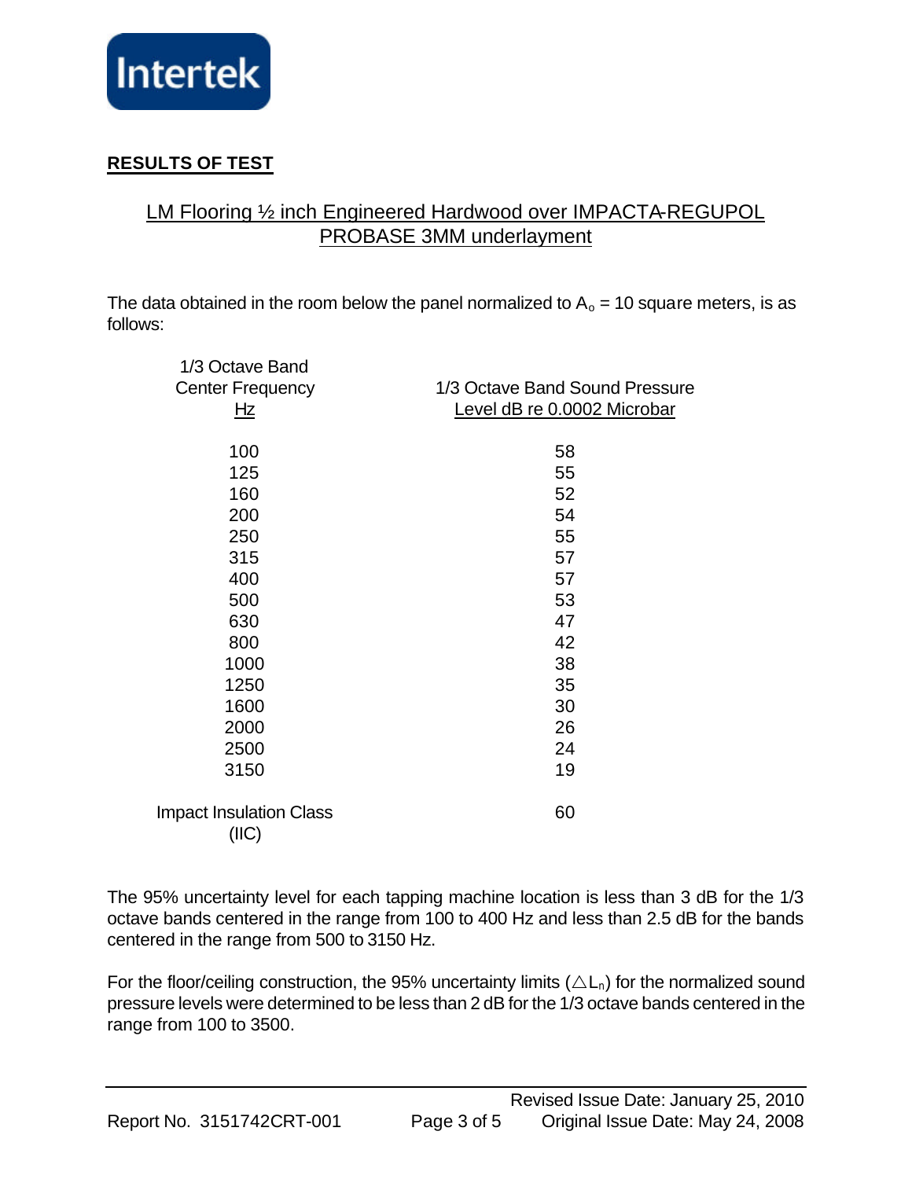## RESULTS OF TEST

### LM Flooring ½ inch Engineered Hardwood over IMPACTA-REGUPOL PROBASE 3MM underlayment

The data obtained in the room below the panel normalized to $A_o$ = 10 square meters, is as follows:

| 1/3 Octave Band Center Frequency Hz | 1/3 Octave Band Sound Pressure Level dB re 0.0002 Microbar |
|---|---|
| 100 | 58 |
| 125 | 55 |
| 160 | 52 |
| 200 | 54 |
| 250 | 55 |
| 315 | 57 |
| 400 | 57 |
| 500 | 53 |
| 630 | 47 |
| 800 | 42 |
| 1000 | 38 |
| 1250 | 35 |
| 1600 | 30 |
| 2000 | 26 |
| 2500 | 24 |
| 3150 | 19 |
| Impact Insulation Class (IIC) | 60 |

The 95% uncertainty level for each tapping machine location is less than 3 dB for the 1/3 octave bands centered in the range from 100 to 400 Hz and less than 2.5 dB for the bands centered in the range from 500 to 3150 Hz.

For the floor/ceiling construction, the 95% uncertainty limits ($\triangle L_n$) for the normalized sound pressure levels were determined to be less than 2 dB for the 1/3 octave bands centered in the range from 100 to 3500.

Revised Issue Date: January 25, 2010
Report No. 3151742CRT-001 Original Issue Date: May 24, 2008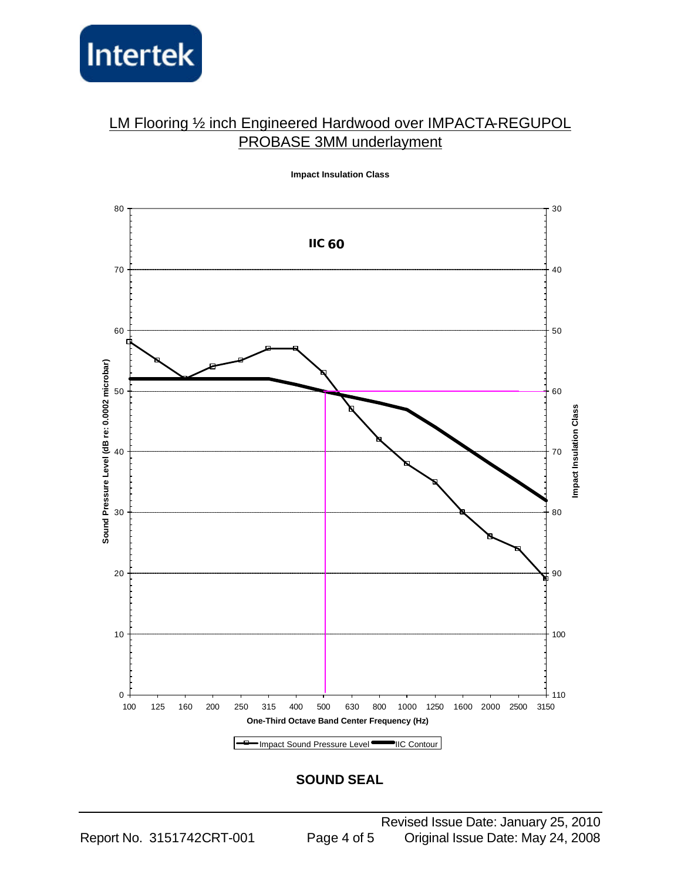# LM Flooring ½ inch Engineered Hardwood over IMPACTA-REGUPOL PROBASE 3MM underlayment

**Impact Insulation Class**

**IIC 60**

Sound Pressure Level (dB re: 0.0002 microbar)

Impact Insulation Class

One-Third Octave Band Center Frequency (Hz)

Impact Sound Pressure Level — IIC Contour

**SOUND SEAL**

Revised Issue Date: January 25, 2010

Report No. 3151742CRT-001 Original Issue Date: May 24, 2008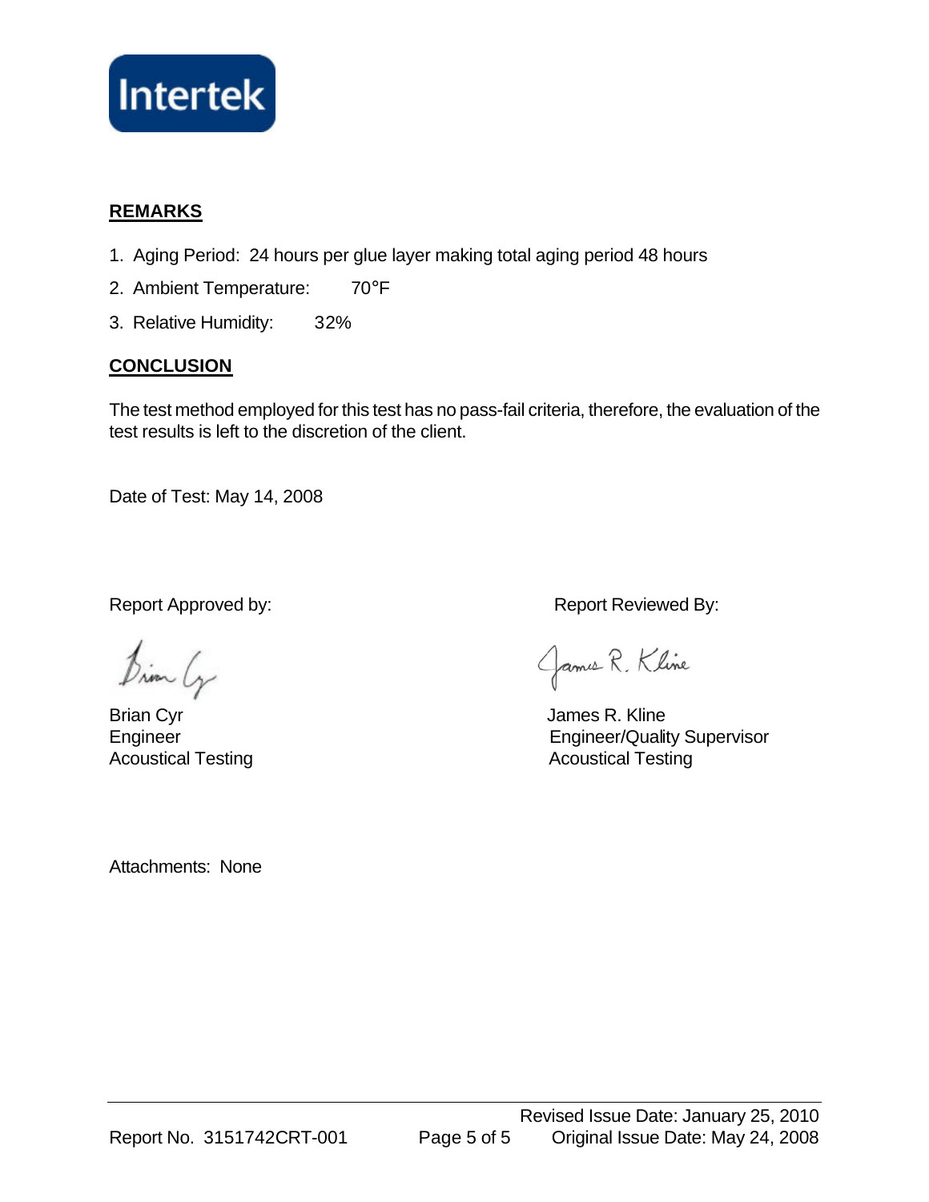## REMARKS

1. Aging Period: 24 hours per glue layer making total aging period 48 hours
2. Ambient Temperature: 70°F
3. Relative Humidity: 32%

## CONCLUSION

The test method employed for this test has no pass-fail criteria, therefore, the evaluation of the test results is left to the discretion of the client.

Date of Test: May 14, 2008

Report Approved by:

Brian Cyr
Engineer
Acoustical Testing

Report Reviewed By:

James R. Kline
Engineer/Quality Supervisor
Acoustical Testing

Attachments: None